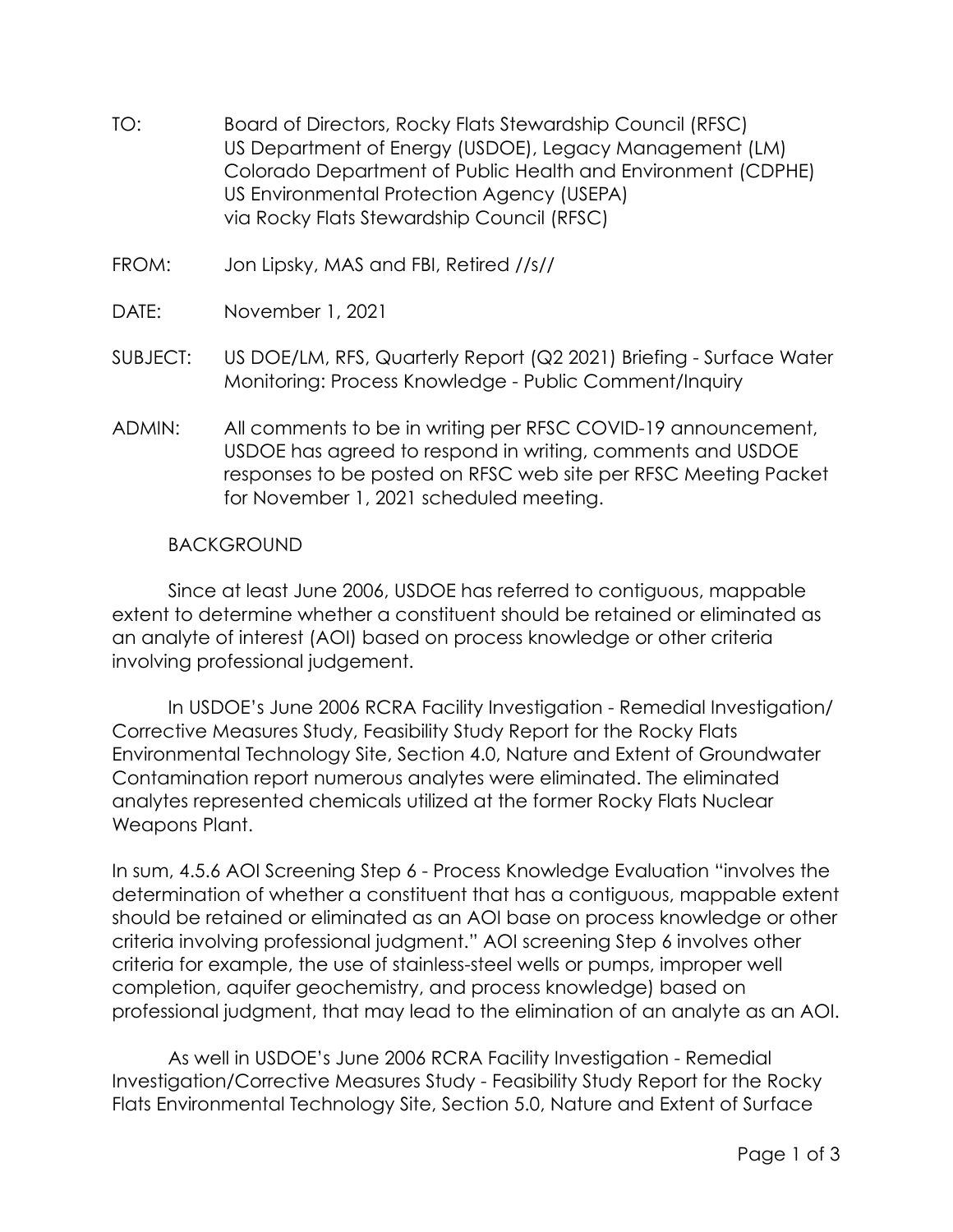TO: Board of Directors, Rocky Flats Stewardship Council (RFSC)
US Department of Energy (USDOE), Legacy Management (LM)
Colorado Department of Public Health and Environment (CDPHE)
US Environmental Protection Agency (USEPA)
via Rocky Flats Stewardship Council (RFSC)

FROM: Jon Lipsky, MAS and FBI, Retired //s//

DATE: November 1, 2021

SUBJECT: US DOE/LM, RFS, Quarterly Report (Q2 2021) Briefing - Surface Water Monitoring: Process Knowledge - Public Comment/Inquiry

ADMIN: All comments to be in writing per RFSC COVID-19 announcement, USDOE has agreed to respond in writing, comments and USDOE responses to be posted on RFSC web site per RFSC Meeting Packet for November 1, 2021 scheduled meeting.

BACKGROUND

Since at least June 2006, USDOE has referred to contiguous, mappable extent to determine whether a constituent should be retained or eliminated as an analyte of interest (AOI) based on process knowledge or other criteria involving professional judgement.

In USDOE's June 2006 RCRA Facility Investigation - Remedial Investigation/ Corrective Measures Study, Feasibility Study Report for the Rocky Flats Environmental Technology Site, Section 4.0, Nature and Extent of Groundwater Contamination report numerous analytes were eliminated. The eliminated analytes represented chemicals utilized at the former Rocky Flats Nuclear Weapons Plant.

In sum, 4.5.6 AOI Screening Step 6 - Process Knowledge Evaluation "involves the determination of whether a constituent that has a contiguous, mappable extent should be retained or eliminated as an AOI base on process knowledge or other criteria involving professional judgment." AOI screening Step 6 involves other criteria for example, the use of stainless-steel wells or pumps, improper well completion, aquifer geochemistry, and process knowledge) based on professional judgment, that may lead to the elimination of an analyte as an AOI.

As well in USDOE's June 2006 RCRA Facility Investigation - Remedial Investigation/Corrective Measures Study - Feasibility Study Report for the Rocky Flats Environmental Technology Site, Section 5.0, Nature and Extent of Surface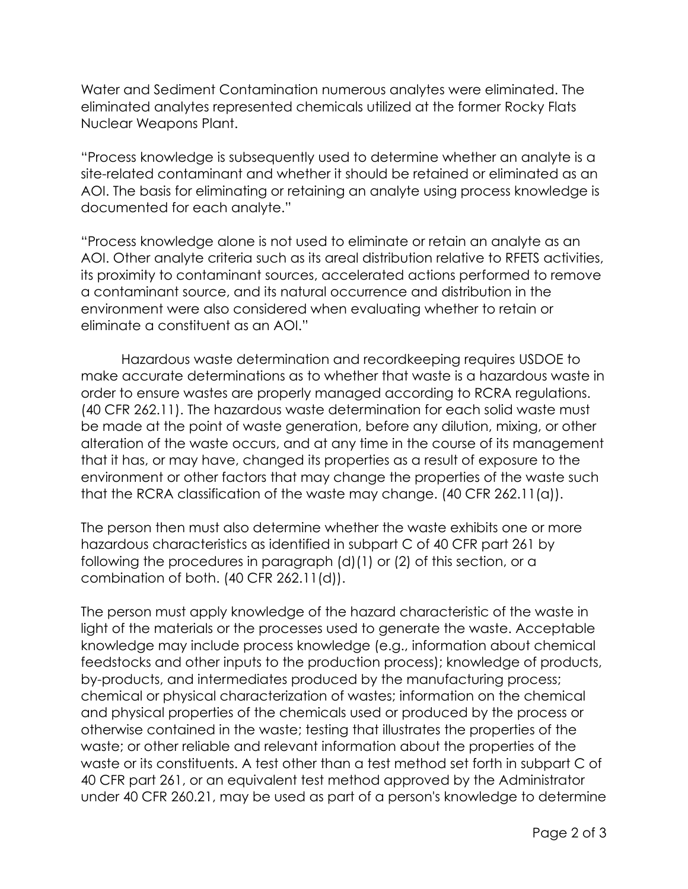Water and Sediment Contamination numerous analytes were eliminated. The eliminated analytes represented chemicals utilized at the former Rocky Flats Nuclear Weapons Plant.

"Process knowledge is subsequently used to determine whether an analyte is a site-related contaminant and whether it should be retained or eliminated as an AOI. The basis for eliminating or retaining an analyte using process knowledge is documented for each analyte."

"Process knowledge alone is not used to eliminate or retain an analyte as an AOI. Other analyte criteria such as its areal distribution relative to RFETS activities, its proximity to contaminant sources, accelerated actions performed to remove a contaminant source, and its natural occurrence and distribution in the environment were also considered when evaluating whether to retain or eliminate a constituent as an AOI."

Hazardous waste determination and recordkeeping requires USDOE to make accurate determinations as to whether that waste is a hazardous waste in order to ensure wastes are properly managed according to RCRA regulations. (40 CFR 262.11). The hazardous waste determination for each solid waste must be made at the point of waste generation, before any dilution, mixing, or other alteration of the waste occurs, and at any time in the course of its management that it has, or may have, changed its properties as a result of exposure to the environment or other factors that may change the properties of the waste such that the RCRA classification of the waste may change. (40 CFR 262.11(a)).

The person then must also determine whether the waste exhibits one or more hazardous characteristics as identified in subpart C of 40 CFR part 261 by following the procedures in paragraph (d)(1) or (2) of this section, or a combination of both. (40 CFR 262.11(d)).

The person must apply knowledge of the hazard characteristic of the waste in light of the materials or the processes used to generate the waste. Acceptable knowledge may include process knowledge (e.g., information about chemical feedstocks and other inputs to the production process); knowledge of products, by-products, and intermediates produced by the manufacturing process; chemical or physical characterization of wastes; information on the chemical and physical properties of the chemicals used or produced by the process or otherwise contained in the waste; testing that illustrates the properties of the waste; or other reliable and relevant information about the properties of the waste or its constituents. A test other than a test method set forth in subpart C of 40 CFR part 261, or an equivalent test method approved by the Administrator under 40 CFR 260.21, may be used as part of a person's knowledge to determine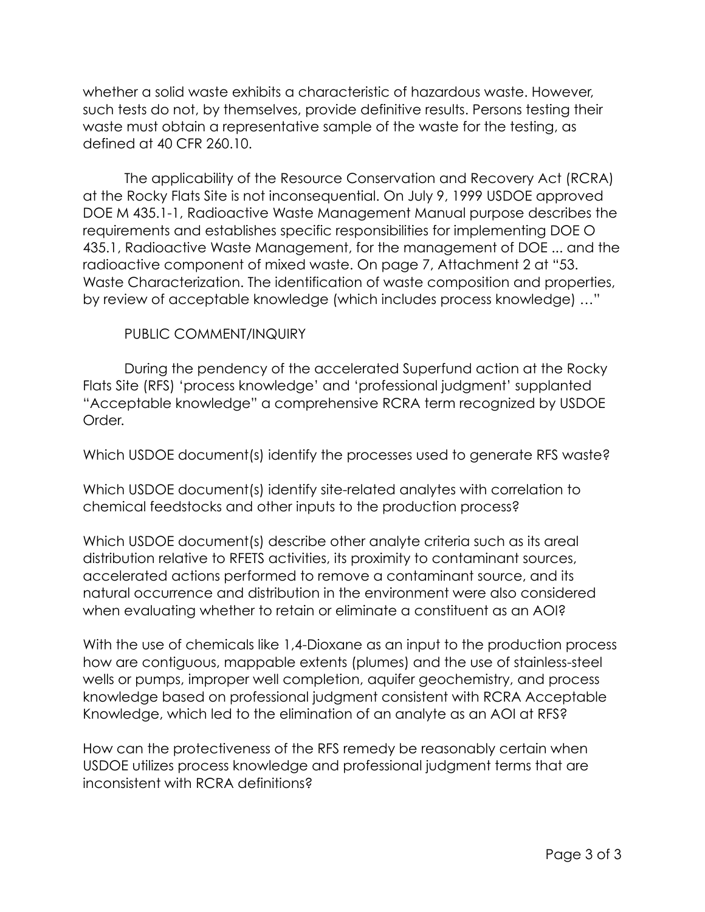whether a solid waste exhibits a characteristic of hazardous waste. However, such tests do not, by themselves, provide definitive results. Persons testing their waste must obtain a representative sample of the waste for the testing, as defined at 40 CFR 260.10.

The applicability of the Resource Conservation and Recovery Act (RCRA) at the Rocky Flats Site is not inconsequential. On July 9, 1999 USDOE approved DOE M 435.1-1, Radioactive Waste Management Manual purpose describes the requirements and establishes specific responsibilities for implementing DOE O 435.1, Radioactive Waste Management, for the management of DOE ... and the radioactive component of mixed waste. On page 7, Attachment 2 at "53. Waste Characterization. The identification of waste composition and properties, by review of acceptable knowledge (which includes process knowledge) …"

PUBLIC COMMENT/INQUIRY

During the pendency of the accelerated Superfund action at the Rocky Flats Site (RFS) 'process knowledge' and 'professional judgment' supplanted "Acceptable knowledge" a comprehensive RCRA term recognized by USDOE Order.

Which USDOE document(s) identify the processes used to generate RFS waste?

Which USDOE document(s) identify site-related analytes with correlation to chemical feedstocks and other inputs to the production process?

Which USDOE document(s) describe other analyte criteria such as its areal distribution relative to RFETS activities, its proximity to contaminant sources, accelerated actions performed to remove a contaminant source, and its natural occurrence and distribution in the environment were also considered when evaluating whether to retain or eliminate a constituent as an AOI?

With the use of chemicals like 1,4-Dioxane as an input to the production process how are contiguous, mappable extents (plumes) and the use of stainless-steel wells or pumps, improper well completion, aquifer geochemistry, and process knowledge based on professional judgment consistent with RCRA Acceptable Knowledge, which led to the elimination of an analyte as an AOI at RFS?

How can the protectiveness of the RFS remedy be reasonably certain when USDOE utilizes process knowledge and professional judgment terms that are inconsistent with RCRA definitions?